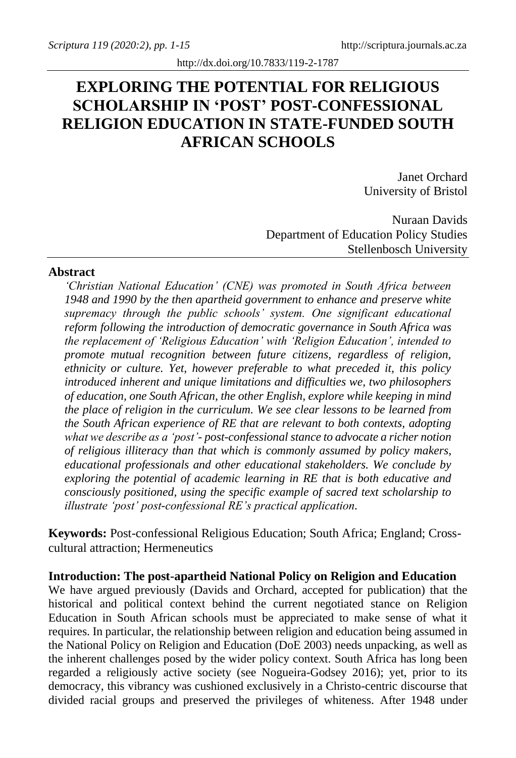# EXPLORING THE POTENTIAL FOR RELIGIOUS SCHOLARSHIP IN 'POST' POST-CONFESSIONAL RELIGION EDUCATION IN STATE-FUNDED SOUTH AFRICAN SCHOOLS

Janet Orchard
University of Bristol

Nuraan Davids
Department of Education Policy Studies
Stellenbosch University

## Abstract

*'Christian National Education' (CNE) was promoted in South Africa between 1948 and 1990 by the then apartheid government to enhance and preserve white supremacy through the public schools' system. One significant educational reform following the introduction of democratic governance in South Africa was the replacement of 'Religious Education' with 'Religion Education', intended to promote mutual recognition between future citizens, regardless of religion, ethnicity or culture. Yet, however preferable to what preceded it, this policy introduced inherent and unique limitations and difficulties we, two philosophers of education, one South African, the other English, explore while keeping in mind the place of religion in the curriculum. We see clear lessons to be learned from the South African experience of RE that are relevant to both contexts, adopting what we describe as a 'post'- post-confessional stance to advocate a richer notion of religious illiteracy than that which is commonly assumed by policy makers, educational professionals and other educational stakeholders. We conclude by exploring the potential of academic learning in RE that is both educative and consciously positioned, using the specific example of sacred text scholarship to illustrate 'post' post-confessional RE's practical application.*

**Keywords:** Post-confessional Religious Education; South Africa; England; Cross-cultural attraction; Hermeneutics

## Introduction: The post-apartheid National Policy on Religion and Education

We have argued previously (Davids and Orchard, accepted for publication) that the historical and political context behind the current negotiated stance on Religion Education in South African schools must be appreciated to make sense of what it requires. In particular, the relationship between religion and education being assumed in the National Policy on Religion and Education (DoE 2003) needs unpacking, as well as the inherent challenges posed by the wider policy context. South Africa has long been regarded a religiously active society (see Nogueira-Godsey 2016); yet, prior to its democracy, this vibrancy was cushioned exclusively in a Christo-centric discourse that divided racial groups and preserved the privileges of whiteness. After 1948 under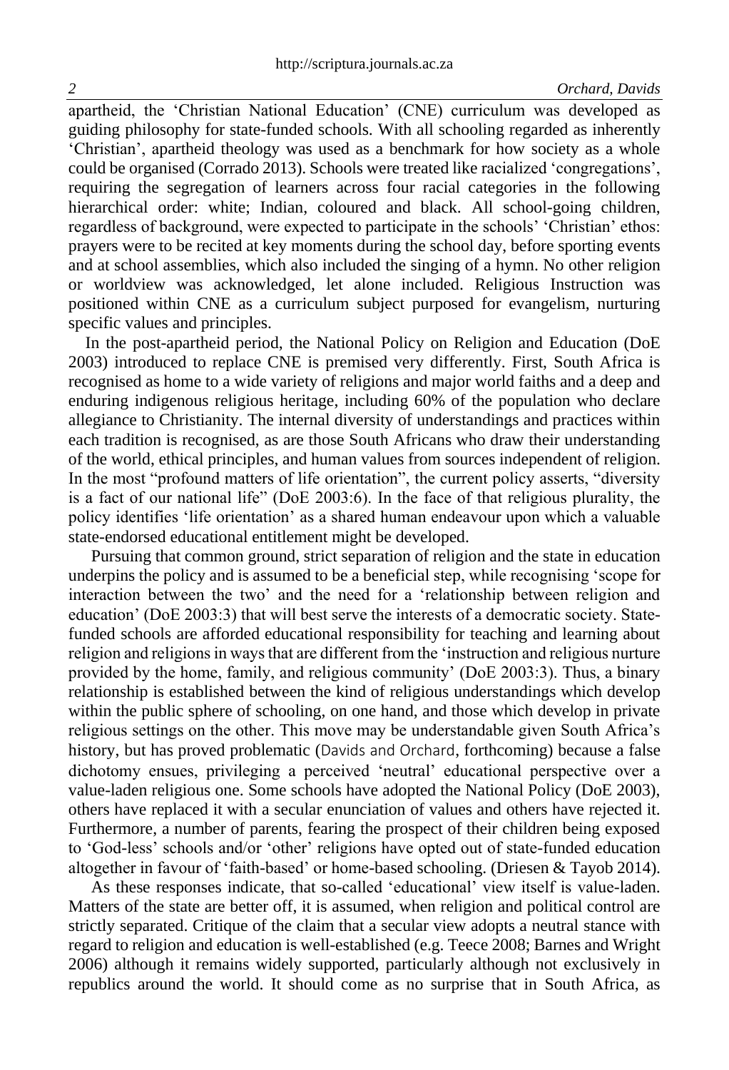apartheid, the 'Christian National Education' (CNE) curriculum was developed as guiding philosophy for state-funded schools. With all schooling regarded as inherently 'Christian', apartheid theology was used as a benchmark for how society as a whole could be organised (Corrado 2013). Schools were treated like racialized 'congregations', requiring the segregation of learners across four racial categories in the following hierarchical order: white; Indian, coloured and black. All school-going children, regardless of background, were expected to participate in the schools' 'Christian' ethos: prayers were to be recited at key moments during the school day, before sporting events and at school assemblies, which also included the singing of a hymn. No other religion or worldview was acknowledged, let alone included. Religious Instruction was positioned within CNE as a curriculum subject purposed for evangelism, nurturing specific values and principles.

In the post-apartheid period, the National Policy on Religion and Education (DoE 2003) introduced to replace CNE is premised very differently. First, South Africa is recognised as home to a wide variety of religions and major world faiths and a deep and enduring indigenous religious heritage, including 60% of the population who declare allegiance to Christianity. The internal diversity of understandings and practices within each tradition is recognised, as are those South Africans who draw their understanding of the world, ethical principles, and human values from sources independent of religion. In the most "profound matters of life orientation", the current policy asserts, "diversity is a fact of our national life" (DoE 2003:6). In the face of that religious plurality, the policy identifies 'life orientation' as a shared human endeavour upon which a valuable state-endorsed educational entitlement might be developed.

Pursuing that common ground, strict separation of religion and the state in education underpins the policy and is assumed to be a beneficial step, while recognising 'scope for interaction between the two' and the need for a 'relationship between religion and education' (DoE 2003:3) that will best serve the interests of a democratic society. State-funded schools are afforded educational responsibility for teaching and learning about religion and religions in ways that are different from the 'instruction and religious nurture provided by the home, family, and religious community' (DoE 2003:3). Thus, a binary relationship is established between the kind of religious understandings which develop within the public sphere of schooling, on one hand, and those which develop in private religious settings on the other. This move may be understandable given South Africa's history, but has proved problematic (Davids and Orchard, forthcoming) because a false dichotomy ensues, privileging a perceived 'neutral' educational perspective over a value-laden religious one. Some schools have adopted the National Policy (DoE 2003), others have replaced it with a secular enunciation of values and others have rejected it. Furthermore, a number of parents, fearing the prospect of their children being exposed to 'God-less' schools and/or 'other' religions have opted out of state-funded education altogether in favour of 'faith-based' or home-based schooling. (Driesen & Tayob 2014).

As these responses indicate, that so-called 'educational' view itself is value-laden. Matters of the state are better off, it is assumed, when religion and political control are strictly separated. Critique of the claim that a secular view adopts a neutral stance with regard to religion and education is well-established (e.g. Teece 2008; Barnes and Wright 2006) although it remains widely supported, particularly although not exclusively in republics around the world. It should come as no surprise that in South Africa, as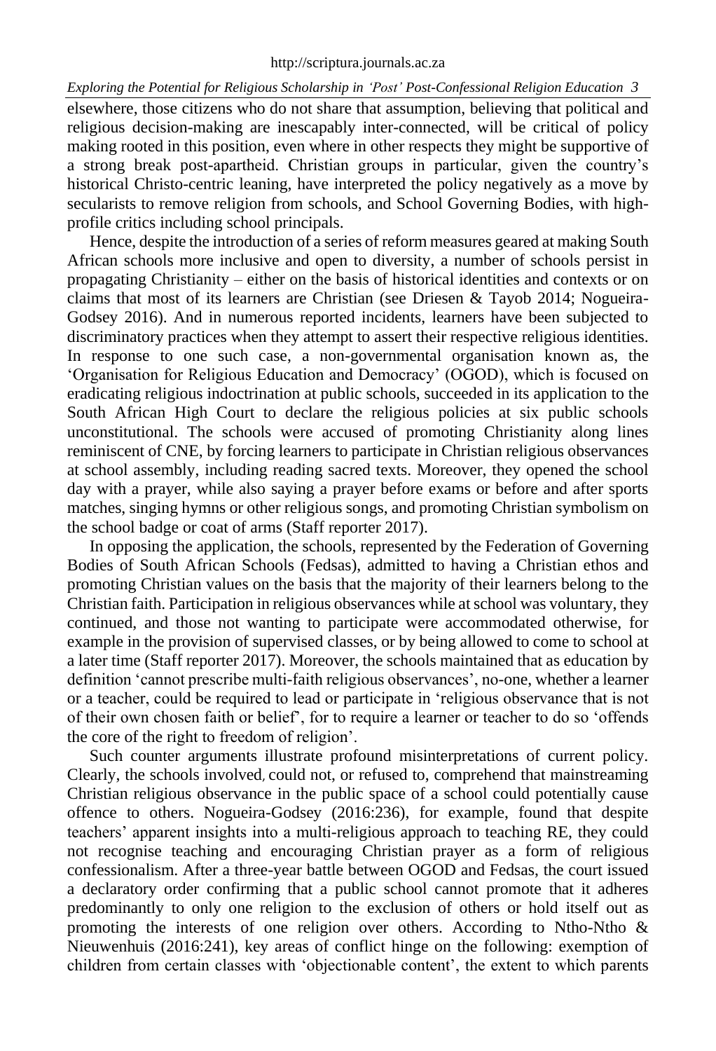elsewhere, those citizens who do not share that assumption, believing that political and religious decision-making are inescapably inter-connected, will be critical of policy making rooted in this position, even where in other respects they might be supportive of a strong break post-apartheid. Christian groups in particular, given the country's historical Christo-centric leaning, have interpreted the policy negatively as a move by secularists to remove religion from schools, and School Governing Bodies, with high-profile critics including school principals.

Hence, despite the introduction of a series of reform measures geared at making South African schools more inclusive and open to diversity, a number of schools persist in propagating Christianity – either on the basis of historical identities and contexts or on claims that most of its learners are Christian (see Driesen & Tayob 2014; Nogueira-Godsey 2016). And in numerous reported incidents, learners have been subjected to discriminatory practices when they attempt to assert their respective religious identities. In response to one such case, a non-governmental organisation known as, the 'Organisation for Religious Education and Democracy' (OGOD), which is focused on eradicating religious indoctrination at public schools, succeeded in its application to the South African High Court to declare the religious policies at six public schools unconstitutional. The schools were accused of promoting Christianity along lines reminiscent of CNE, by forcing learners to participate in Christian religious observances at school assembly, including reading sacred texts. Moreover, they opened the school day with a prayer, while also saying a prayer before exams or before and after sports matches, singing hymns or other religious songs, and promoting Christian symbolism on the school badge or coat of arms (Staff reporter 2017).

In opposing the application, the schools, represented by the Federation of Governing Bodies of South African Schools (Fedsas), admitted to having a Christian ethos and promoting Christian values on the basis that the majority of their learners belong to the Christian faith. Participation in religious observances while at school was voluntary, they continued, and those not wanting to participate were accommodated otherwise, for example in the provision of supervised classes, or by being allowed to come to school at a later time (Staff reporter 2017). Moreover, the schools maintained that as education by definition 'cannot prescribe multi-faith religious observances', no-one, whether a learner or a teacher, could be required to lead or participate in 'religious observance that is not of their own chosen faith or belief', for to require a learner or teacher to do so 'offends the core of the right to freedom of religion'.

Such counter arguments illustrate profound misinterpretations of current policy. Clearly, the schools involved, could not, or refused to, comprehend that mainstreaming Christian religious observance in the public space of a school could potentially cause offence to others. Nogueira-Godsey (2016:236), for example, found that despite teachers' apparent insights into a multi-religious approach to teaching RE, they could not recognise teaching and encouraging Christian prayer as a form of religious confessionalism. After a three-year battle between OGOD and Fedsas, the court issued a declaratory order confirming that a public school cannot promote that it adheres predominantly to only one religion to the exclusion of others or hold itself out as promoting the interests of one religion over others. According to Ntho-Ntho & Nieuwenhuis (2016:241), key areas of conflict hinge on the following: exemption of children from certain classes with 'objectionable content', the extent to which parents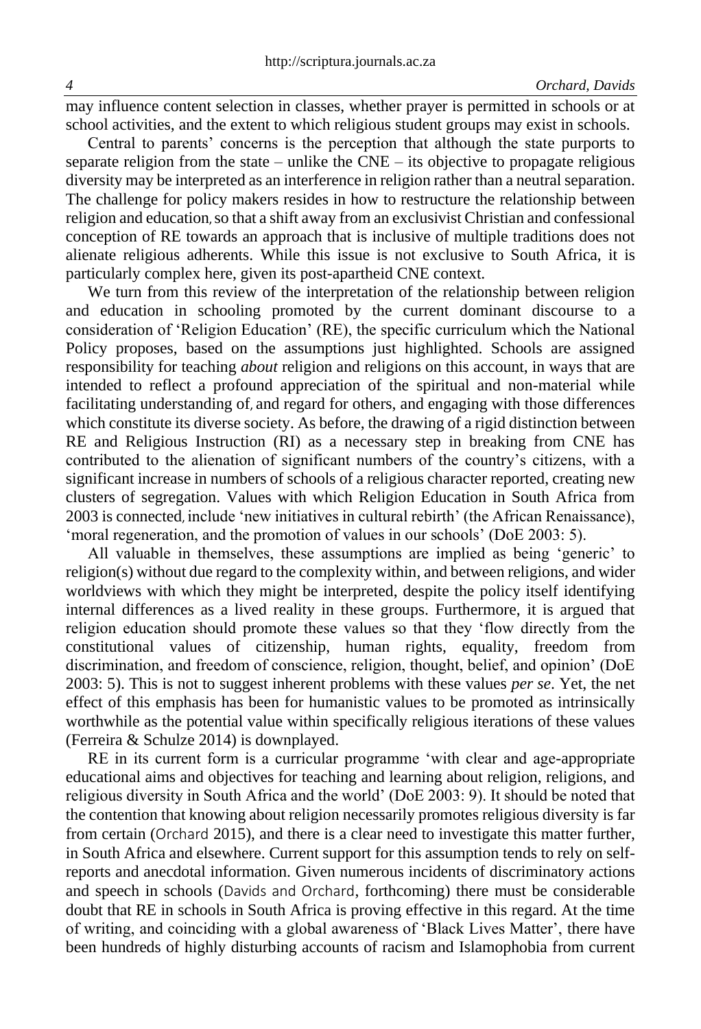may influence content selection in classes, whether prayer is permitted in schools or at school activities, and the extent to which religious student groups may exist in schools.

Central to parents' concerns is the perception that although the state purports to separate religion from the state – unlike the CNE – its objective to propagate religious diversity may be interpreted as an interference in religion rather than a neutral separation. The challenge for policy makers resides in how to restructure the relationship between religion and education, so that a shift away from an exclusivist Christian and confessional conception of RE towards an approach that is inclusive of multiple traditions does not alienate religious adherents. While this issue is not exclusive to South Africa, it is particularly complex here, given its post-apartheid CNE context.

We turn from this review of the interpretation of the relationship between religion and education in schooling promoted by the current dominant discourse to a consideration of 'Religion Education' (RE), the specific curriculum which the National Policy proposes, based on the assumptions just highlighted. Schools are assigned responsibility for teaching *about* religion and religions on this account, in ways that are intended to reflect a profound appreciation of the spiritual and non-material while facilitating understanding of, and regard for others, and engaging with those differences which constitute its diverse society. As before, the drawing of a rigid distinction between RE and Religious Instruction (RI) as a necessary step in breaking from CNE has contributed to the alienation of significant numbers of the country's citizens, with a significant increase in numbers of schools of a religious character reported, creating new clusters of segregation. Values with which Religion Education in South Africa from 2003 is connected, include 'new initiatives in cultural rebirth' (the African Renaissance), 'moral regeneration, and the promotion of values in our schools' (DoE 2003: 5).

All valuable in themselves, these assumptions are implied as being 'generic' to religion(s) without due regard to the complexity within, and between religions, and wider worldviews with which they might be interpreted, despite the policy itself identifying internal differences as a lived reality in these groups. Furthermore, it is argued that religion education should promote these values so that they 'flow directly from the constitutional values of citizenship, human rights, equality, freedom from discrimination, and freedom of conscience, religion, thought, belief, and opinion' (DoE 2003: 5). This is not to suggest inherent problems with these values *per se*. Yet, the net effect of this emphasis has been for humanistic values to be promoted as intrinsically worthwhile as the potential value within specifically religious iterations of these values (Ferreira & Schulze 2014) is downplayed.

RE in its current form is a curricular programme 'with clear and age-appropriate educational aims and objectives for teaching and learning about religion, religions, and religious diversity in South Africa and the world' (DoE 2003: 9). It should be noted that the contention that knowing about religion necessarily promotes religious diversity is far from certain (Orchard 2015), and there is a clear need to investigate this matter further, in South Africa and elsewhere. Current support for this assumption tends to rely on self-reports and anecdotal information. Given numerous incidents of discriminatory actions and speech in schools (Davids and Orchard, forthcoming) there must be considerable doubt that RE in schools in South Africa is proving effective in this regard. At the time of writing, and coinciding with a global awareness of 'Black Lives Matter', there have been hundreds of highly disturbing accounts of racism and Islamophobia from current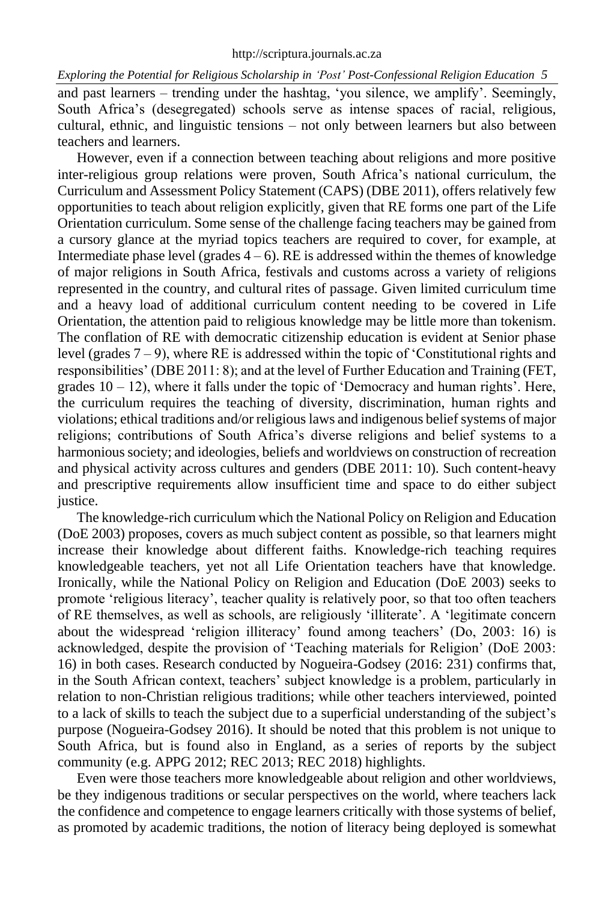and past learners – trending under the hashtag, 'you silence, we amplify'. Seemingly, South Africa's (desegregated) schools serve as intense spaces of racial, religious, cultural, ethnic, and linguistic tensions – not only between learners but also between teachers and learners.

However, even if a connection between teaching about religions and more positive inter-religious group relations were proven, South Africa's national curriculum, the Curriculum and Assessment Policy Statement (CAPS) (DBE 2011), offers relatively few opportunities to teach about religion explicitly, given that RE forms one part of the Life Orientation curriculum. Some sense of the challenge facing teachers may be gained from a cursory glance at the myriad topics teachers are required to cover, for example, at Intermediate phase level (grades 4 – 6). RE is addressed within the themes of knowledge of major religions in South Africa, festivals and customs across a variety of religions represented in the country, and cultural rites of passage. Given limited curriculum time and a heavy load of additional curriculum content needing to be covered in Life Orientation, the attention paid to religious knowledge may be little more than tokenism. The conflation of RE with democratic citizenship education is evident at Senior phase level (grades 7 – 9), where RE is addressed within the topic of 'Constitutional rights and responsibilities' (DBE 2011: 8); and at the level of Further Education and Training (FET, grades 10 – 12), where it falls under the topic of 'Democracy and human rights'. Here, the curriculum requires the teaching of diversity, discrimination, human rights and violations; ethical traditions and/or religious laws and indigenous belief systems of major religions; contributions of South Africa's diverse religions and belief systems to a harmonious society; and ideologies, beliefs and worldviews on construction of recreation and physical activity across cultures and genders (DBE 2011: 10). Such content-heavy and prescriptive requirements allow insufficient time and space to do either subject justice.

The knowledge-rich curriculum which the National Policy on Religion and Education (DoE 2003) proposes, covers as much subject content as possible, so that learners might increase their knowledge about different faiths. Knowledge-rich teaching requires knowledgeable teachers, yet not all Life Orientation teachers have that knowledge. Ironically, while the National Policy on Religion and Education (DoE 2003) seeks to promote 'religious literacy', teacher quality is relatively poor, so that too often teachers of RE themselves, as well as schools, are religiously 'illiterate'. A 'legitimate concern about the widespread 'religion illiteracy' found among teachers' (Do, 2003: 16) is acknowledged, despite the provision of 'Teaching materials for Religion' (DoE 2003: 16) in both cases. Research conducted by Nogueira-Godsey (2016: 231) confirms that, in the South African context, teachers' subject knowledge is a problem, particularly in relation to non-Christian religious traditions; while other teachers interviewed, pointed to a lack of skills to teach the subject due to a superficial understanding of the subject's purpose (Nogueira-Godsey 2016). It should be noted that this problem is not unique to South Africa, but is found also in England, as a series of reports by the subject community (e.g. APPG 2012; REC 2013; REC 2018) highlights.

Even were those teachers more knowledgeable about religion and other worldviews, be they indigenous traditions or secular perspectives on the world, where teachers lack the confidence and competence to engage learners critically with those systems of belief, as promoted by academic traditions, the notion of literacy being deployed is somewhat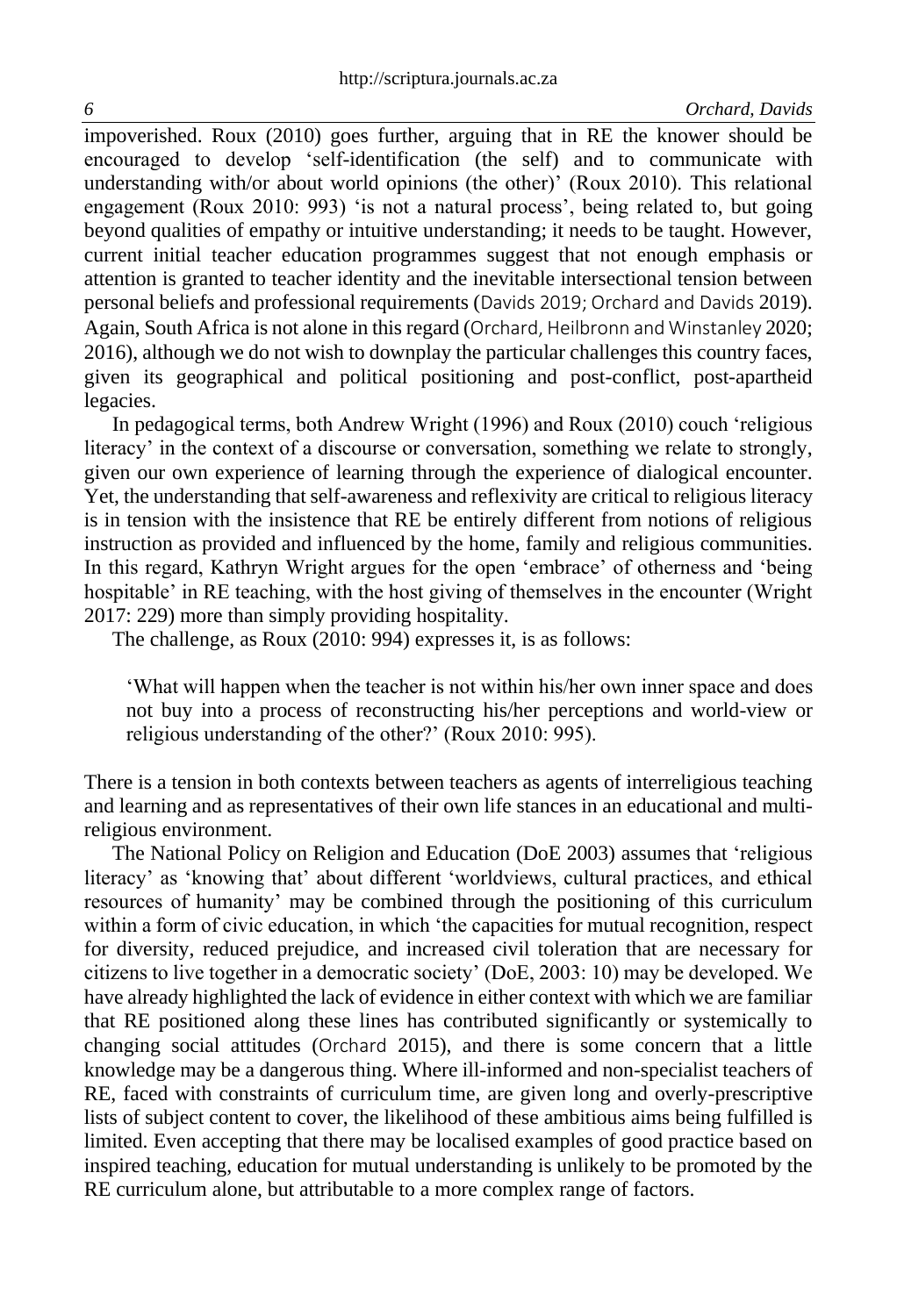impoverished. Roux (2010) goes further, arguing that in RE the knower should be encouraged to develop 'self-identification (the self) and to communicate with understanding with/or about world opinions (the other)' (Roux 2010). This relational engagement (Roux 2010: 993) 'is not a natural process', being related to, but going beyond qualities of empathy or intuitive understanding; it needs to be taught. However, current initial teacher education programmes suggest that not enough emphasis or attention is granted to teacher identity and the inevitable intersectional tension between personal beliefs and professional requirements (Davids 2019; Orchard and Davids 2019). Again, South Africa is not alone in this regard (Orchard, Heilbronn and Winstanley 2020; 2016), although we do not wish to downplay the particular challenges this country faces, given its geographical and political positioning and post-conflict, post-apartheid legacies.

In pedagogical terms, both Andrew Wright (1996) and Roux (2010) couch 'religious literacy' in the context of a discourse or conversation, something we relate to strongly, given our own experience of learning through the experience of dialogical encounter. Yet, the understanding that self-awareness and reflexivity are critical to religious literacy is in tension with the insistence that RE be entirely different from notions of religious instruction as provided and influenced by the home, family and religious communities. In this regard, Kathryn Wright argues for the open 'embrace' of otherness and 'being hospitable' in RE teaching, with the host giving of themselves in the encounter (Wright 2017: 229) more than simply providing hospitality.

The challenge, as Roux (2010: 994) expresses it, is as follows:

> 'What will happen when the teacher is not within his/her own inner space and does not buy into a process of reconstructing his/her perceptions and world-view or religious understanding of the other?' (Roux 2010: 995).

There is a tension in both contexts between teachers as agents of interreligious teaching and learning and as representatives of their own life stances in an educational and multi-religious environment.

The National Policy on Religion and Education (DoE 2003) assumes that 'religious literacy' as 'knowing that' about different 'worldviews, cultural practices, and ethical resources of humanity' may be combined through the positioning of this curriculum within a form of civic education, in which 'the capacities for mutual recognition, respect for diversity, reduced prejudice, and increased civil toleration that are necessary for citizens to live together in a democratic society' (DoE, 2003: 10) may be developed. We have already highlighted the lack of evidence in either context with which we are familiar that RE positioned along these lines has contributed significantly or systemically to changing social attitudes (Orchard 2015), and there is some concern that a little knowledge may be a dangerous thing. Where ill-informed and non-specialist teachers of RE, faced with constraints of curriculum time, are given long and overly-prescriptive lists of subject content to cover, the likelihood of these ambitious aims being fulfilled is limited. Even accepting that there may be localised examples of good practice based on inspired teaching, education for mutual understanding is unlikely to be promoted by the RE curriculum alone, but attributable to a more complex range of factors.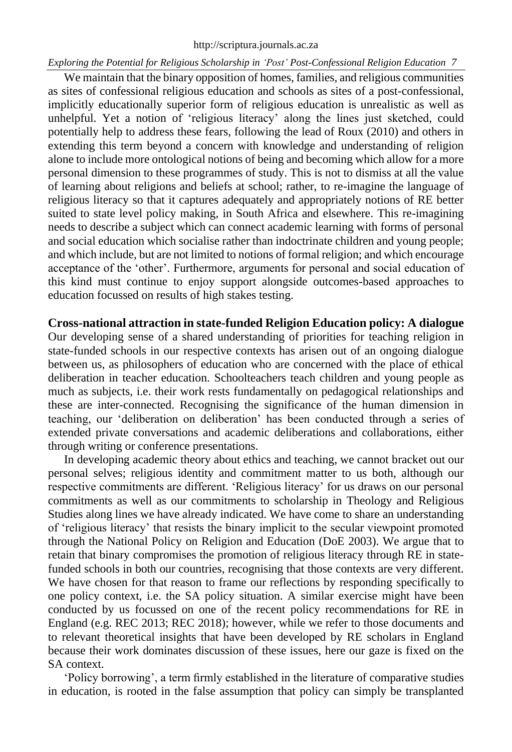We maintain that the binary opposition of homes, families, and religious communities as sites of confessional religious education and schools as sites of a post-confessional, implicitly educationally superior form of religious education is unrealistic as well as unhelpful. Yet a notion of 'religious literacy' along the lines just sketched, could potentially help to address these fears, following the lead of Roux (2010) and others in extending this term beyond a concern with knowledge and understanding of religion alone to include more ontological notions of being and becoming which allow for a more personal dimension to these programmes of study. This is not to dismiss at all the value of learning about religions and beliefs at school; rather, to re-imagine the language of religious literacy so that it captures adequately and appropriately notions of RE better suited to state level policy making, in South Africa and elsewhere. This re-imagining needs to describe a subject which can connect academic learning with forms of personal and social education which socialise rather than indoctrinate children and young people; and which include, but are not limited to notions of formal religion; and which encourage acceptance of the 'other'. Furthermore, arguments for personal and social education of this kind must continue to enjoy support alongside outcomes-based approaches to education focussed on results of high stakes testing.

**Cross-national attraction in state-funded Religion Education policy: A dialogue**

Our developing sense of a shared understanding of priorities for teaching religion in state-funded schools in our respective contexts has arisen out of an ongoing dialogue between us, as philosophers of education who are concerned with the place of ethical deliberation in teacher education. Schoolteachers teach children and young people as much as subjects, i.e. their work rests fundamentally on pedagogical relationships and these are inter-connected. Recognising the significance of the human dimension in teaching, our 'deliberation on deliberation' has been conducted through a series of extended private conversations and academic deliberations and collaborations, either through writing or conference presentations.

In developing academic theory about ethics and teaching, we cannot bracket out our personal selves; religious identity and commitment matter to us both, although our respective commitments are different. 'Religious literacy' for us draws on our personal commitments as well as our commitments to scholarship in Theology and Religious Studies along lines we have already indicated. We have come to share an understanding of 'religious literacy' that resists the binary implicit to the secular viewpoint promoted through the National Policy on Religion and Education (DoE 2003). We argue that to retain that binary compromises the promotion of religious literacy through RE in state-funded schools in both our countries, recognising that those contexts are very different. We have chosen for that reason to frame our reflections by responding specifically to one policy context, i.e. the SA policy situation. A similar exercise might have been conducted by us focussed on one of the recent policy recommendations for RE in England (e.g. REC 2013; REC 2018); however, while we refer to those documents and to relevant theoretical insights that have been developed by RE scholars in England because their work dominates discussion of these issues, here our gaze is fixed on the SA context.

'Policy borrowing', a term firmly established in the literature of comparative studies in education, is rooted in the false assumption that policy can simply be transplanted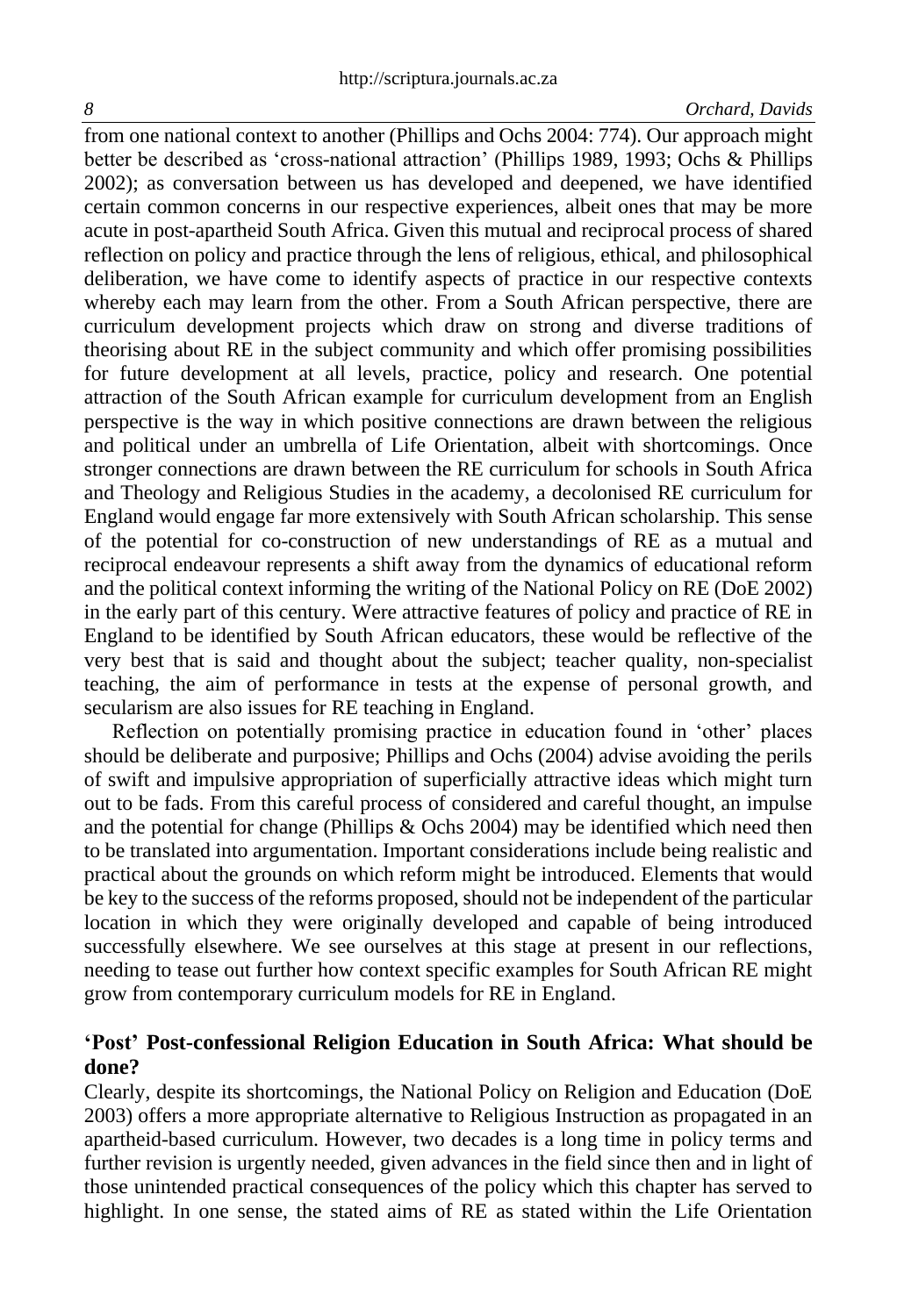from one national context to another (Phillips and Ochs 2004: 774). Our approach might better be described as 'cross-national attraction' (Phillips 1989, 1993; Ochs & Phillips 2002); as conversation between us has developed and deepened, we have identified certain common concerns in our respective experiences, albeit ones that may be more acute in post-apartheid South Africa. Given this mutual and reciprocal process of shared reflection on policy and practice through the lens of religious, ethical, and philosophical deliberation, we have come to identify aspects of practice in our respective contexts whereby each may learn from the other. From a South African perspective, there are curriculum development projects which draw on strong and diverse traditions of theorising about RE in the subject community and which offer promising possibilities for future development at all levels, practice, policy and research. One potential attraction of the South African example for curriculum development from an English perspective is the way in which positive connections are drawn between the religious and political under an umbrella of Life Orientation, albeit with shortcomings. Once stronger connections are drawn between the RE curriculum for schools in South Africa and Theology and Religious Studies in the academy, a decolonised RE curriculum for England would engage far more extensively with South African scholarship. This sense of the potential for co-construction of new understandings of RE as a mutual and reciprocal endeavour represents a shift away from the dynamics of educational reform and the political context informing the writing of the National Policy on RE (DoE 2002) in the early part of this century. Were attractive features of policy and practice of RE in England to be identified by South African educators, these would be reflective of the very best that is said and thought about the subject; teacher quality, non-specialist teaching, the aim of performance in tests at the expense of personal growth, and secularism are also issues for RE teaching in England.

Reflection on potentially promising practice in education found in 'other' places should be deliberate and purposive; Phillips and Ochs (2004) advise avoiding the perils of swift and impulsive appropriation of superficially attractive ideas which might turn out to be fads. From this careful process of considered and careful thought, an impulse and the potential for change (Phillips & Ochs 2004) may be identified which need then to be translated into argumentation. Important considerations include being realistic and practical about the grounds on which reform might be introduced. Elements that would be key to the success of the reforms proposed, should not be independent of the particular location in which they were originally developed and capable of being introduced successfully elsewhere. We see ourselves at this stage at present in our reflections, needing to tease out further how context specific examples for South African RE might grow from contemporary curriculum models for RE in England.

## 'Post' Post-confessional Religion Education in South Africa: What should be done?

Clearly, despite its shortcomings, the National Policy on Religion and Education (DoE 2003) offers a more appropriate alternative to Religious Instruction as propagated in an apartheid-based curriculum. However, two decades is a long time in policy terms and further revision is urgently needed, given advances in the field since then and in light of those unintended practical consequences of the policy which this chapter has served to highlight. In one sense, the stated aims of RE as stated within the Life Orientation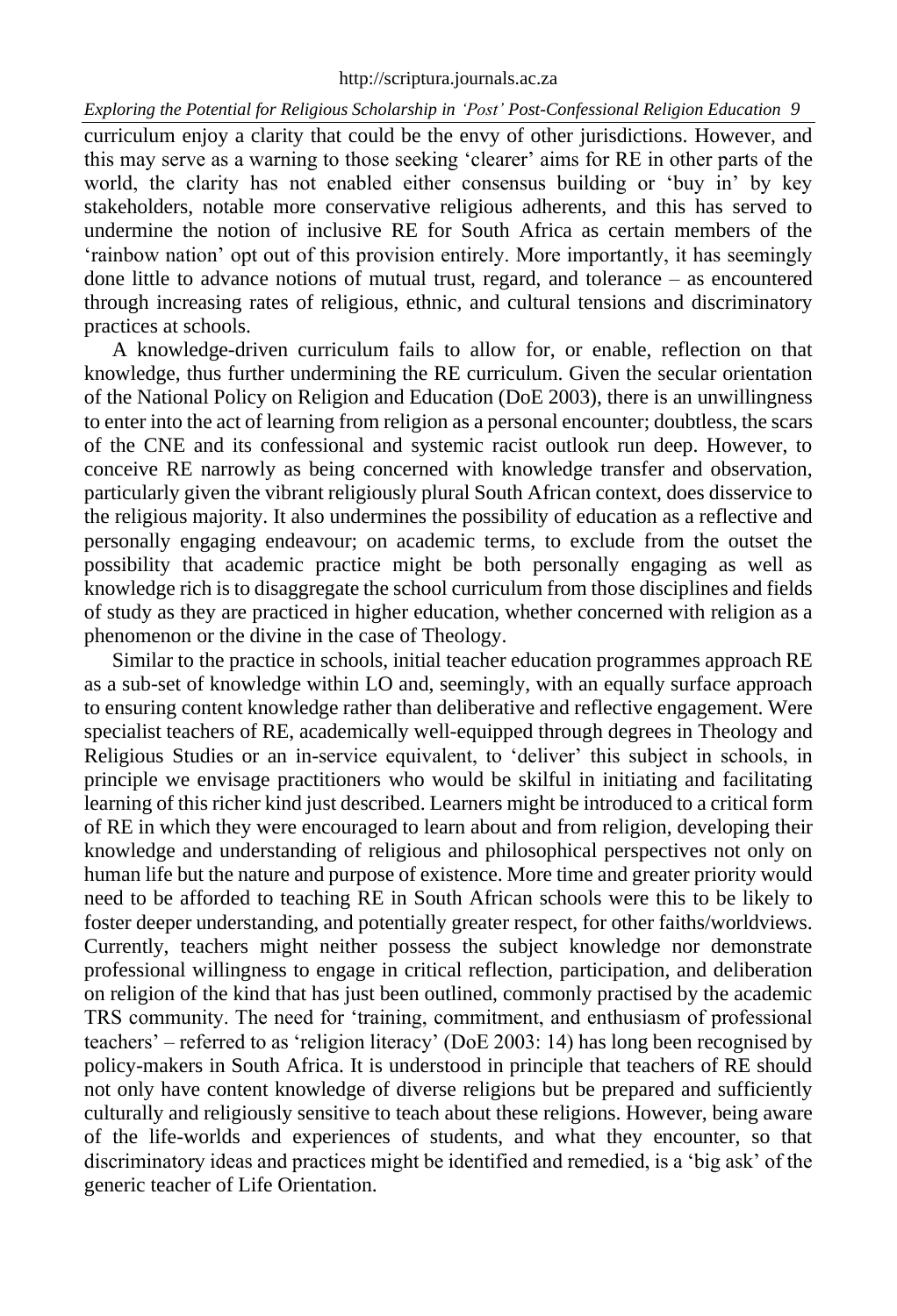curriculum enjoy a clarity that could be the envy of other jurisdictions. However, and this may serve as a warning to those seeking 'clearer' aims for RE in other parts of the world, the clarity has not enabled either consensus building or 'buy in' by key stakeholders, notable more conservative religious adherents, and this has served to undermine the notion of inclusive RE for South Africa as certain members of the 'rainbow nation' opt out of this provision entirely. More importantly, it has seemingly done little to advance notions of mutual trust, regard, and tolerance – as encountered through increasing rates of religious, ethnic, and cultural tensions and discriminatory practices at schools.

A knowledge-driven curriculum fails to allow for, or enable, reflection on that knowledge, thus further undermining the RE curriculum. Given the secular orientation of the National Policy on Religion and Education (DoE 2003), there is an unwillingness to enter into the act of learning from religion as a personal encounter; doubtless, the scars of the CNE and its confessional and systemic racist outlook run deep. However, to conceive RE narrowly as being concerned with knowledge transfer and observation, particularly given the vibrant religiously plural South African context, does disservice to the religious majority. It also undermines the possibility of education as a reflective and personally engaging endeavour; on academic terms, to exclude from the outset the possibility that academic practice might be both personally engaging as well as knowledge rich is to disaggregate the school curriculum from those disciplines and fields of study as they are practiced in higher education, whether concerned with religion as a phenomenon or the divine in the case of Theology.

Similar to the practice in schools, initial teacher education programmes approach RE as a sub-set of knowledge within LO and, seemingly, with an equally surface approach to ensuring content knowledge rather than deliberative and reflective engagement. Were specialist teachers of RE, academically well-equipped through degrees in Theology and Religious Studies or an in-service equivalent, to 'deliver' this subject in schools, in principle we envisage practitioners who would be skilful in initiating and facilitating learning of this richer kind just described. Learners might be introduced to a critical form of RE in which they were encouraged to learn about and from religion, developing their knowledge and understanding of religious and philosophical perspectives not only on human life but the nature and purpose of existence. More time and greater priority would need to be afforded to teaching RE in South African schools were this to be likely to foster deeper understanding, and potentially greater respect, for other faiths/worldviews. Currently, teachers might neither possess the subject knowledge nor demonstrate professional willingness to engage in critical reflection, participation, and deliberation on religion of the kind that has just been outlined, commonly practised by the academic TRS community. The need for 'training, commitment, and enthusiasm of professional teachers' – referred to as 'religion literacy' (DoE 2003: 14) has long been recognised by policy-makers in South Africa. It is understood in principle that teachers of RE should not only have content knowledge of diverse religions but be prepared and sufficiently culturally and religiously sensitive to teach about these religions. However, being aware of the life-worlds and experiences of students, and what they encounter, so that discriminatory ideas and practices might be identified and remedied, is a 'big ask' of the generic teacher of Life Orientation.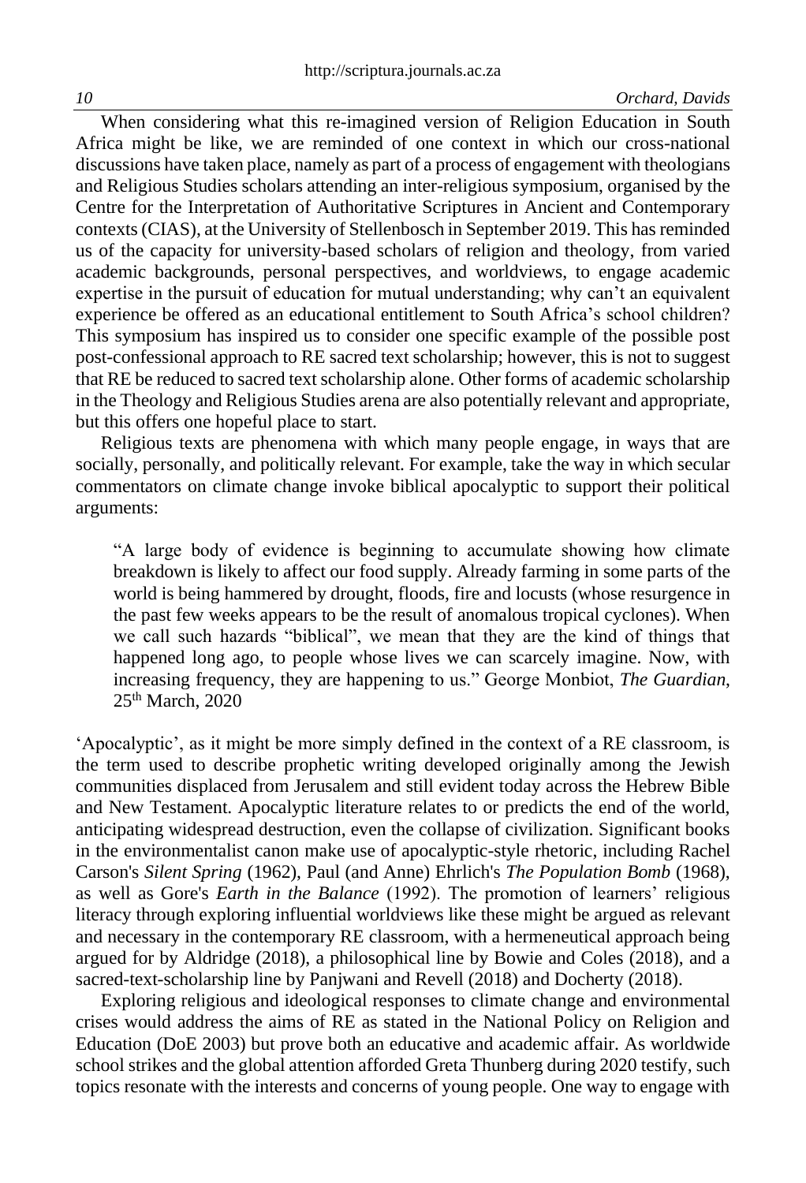When considering what this re-imagined version of Religion Education in South Africa might be like, we are reminded of one context in which our cross-national discussions have taken place, namely as part of a process of engagement with theologians and Religious Studies scholars attending an inter-religious symposium, organised by the Centre for the Interpretation of Authoritative Scriptures in Ancient and Contemporary contexts (CIAS), at the University of Stellenbosch in September 2019. This has reminded us of the capacity for university-based scholars of religion and theology, from varied academic backgrounds, personal perspectives, and worldviews, to engage academic expertise in the pursuit of education for mutual understanding; why can't an equivalent experience be offered as an educational entitlement to South Africa's school children? This symposium has inspired us to consider one specific example of the possible post post-confessional approach to RE sacred text scholarship; however, this is not to suggest that RE be reduced to sacred text scholarship alone. Other forms of academic scholarship in the Theology and Religious Studies arena are also potentially relevant and appropriate, but this offers one hopeful place to start.

Religious texts are phenomena with which many people engage, in ways that are socially, personally, and politically relevant. For example, take the way in which secular commentators on climate change invoke biblical apocalyptic to support their political arguments:

> "A large body of evidence is beginning to accumulate showing how climate breakdown is likely to affect our food supply. Already farming in some parts of the world is being hammered by drought, floods, fire and locusts (whose resurgence in the past few weeks appears to be the result of anomalous tropical cyclones). When we call such hazards "biblical", we mean that they are the kind of things that happened long ago, to people whose lives we can scarcely imagine. Now, with increasing frequency, they are happening to us." George Monbiot, *The Guardian*, 25th March, 2020

'Apocalyptic', as it might be more simply defined in the context of a RE classroom, is the term used to describe prophetic writing developed originally among the Jewish communities displaced from Jerusalem and still evident today across the Hebrew Bible and New Testament. Apocalyptic literature relates to or predicts the end of the world, anticipating widespread destruction, even the collapse of civilization. Significant books in the environmentalist canon make use of apocalyptic-style rhetoric, including Rachel Carson's *Silent Spring* (1962), Paul (and Anne) Ehrlich's *The Population Bomb* (1968), as well as Gore's *Earth in the Balance* (1992). The promotion of learners' religious literacy through exploring influential worldviews like these might be argued as relevant and necessary in the contemporary RE classroom, with a hermeneutical approach being argued for by Aldridge (2018), a philosophical line by Bowie and Coles (2018), and a sacred-text-scholarship line by Panjwani and Revell (2018) and Docherty (2018).

Exploring religious and ideological responses to climate change and environmental crises would address the aims of RE as stated in the National Policy on Religion and Education (DoE 2003) but prove both an educative and academic affair. As worldwide school strikes and the global attention afforded Greta Thunberg during 2020 testify, such topics resonate with the interests and concerns of young people. One way to engage with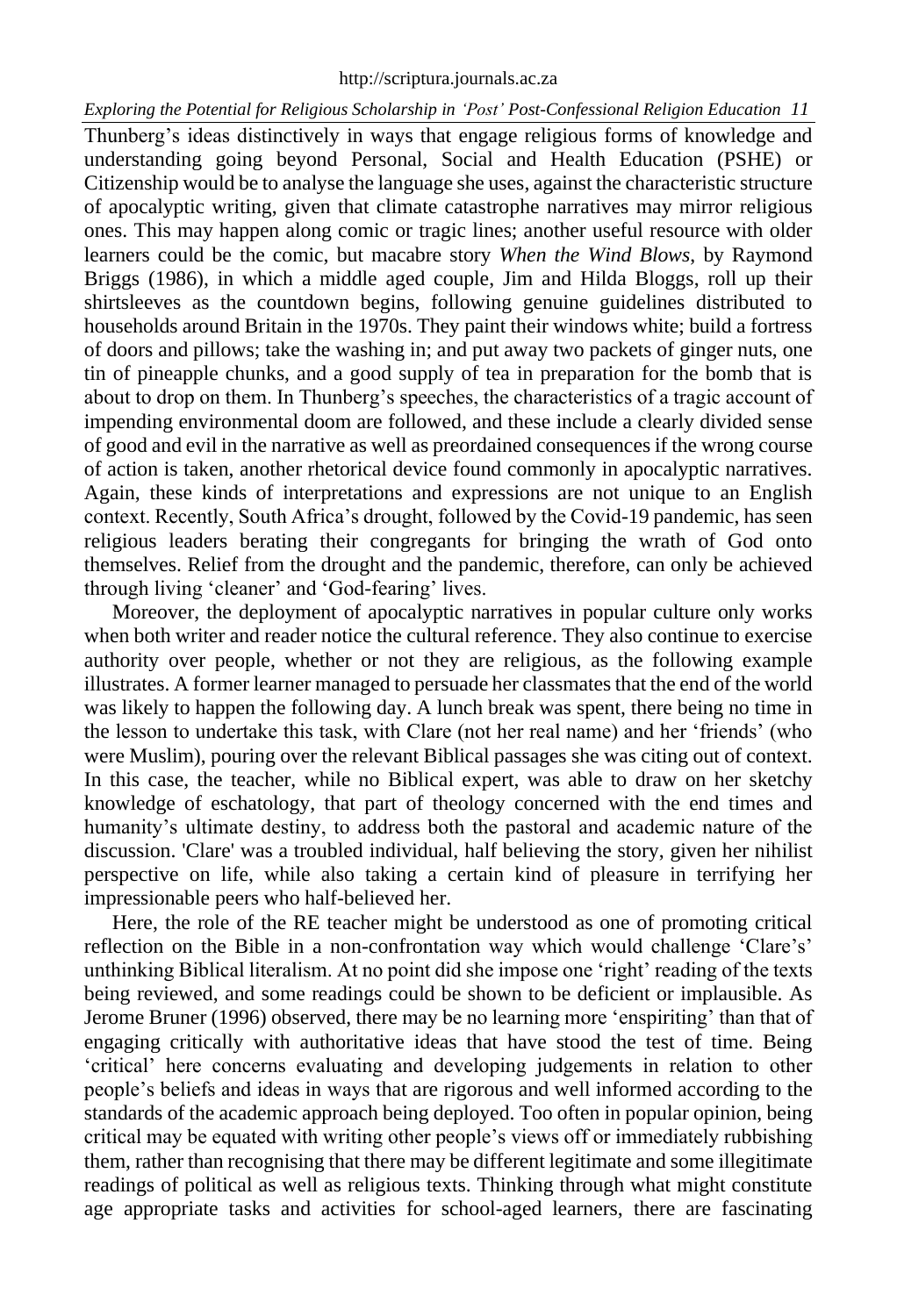Thunberg's ideas distinctively in ways that engage religious forms of knowledge and understanding going beyond Personal, Social and Health Education (PSHE) or Citizenship would be to analyse the language she uses, against the characteristic structure of apocalyptic writing, given that climate catastrophe narratives may mirror religious ones. This may happen along comic or tragic lines; another useful resource with older learners could be the comic, but macabre story *When the Wind Blows*, by Raymond Briggs (1986), in which a middle aged couple, Jim and Hilda Bloggs, roll up their shirtsleeves as the countdown begins, following genuine guidelines distributed to households around Britain in the 1970s. They paint their windows white; build a fortress of doors and pillows; take the washing in; and put away two packets of ginger nuts, one tin of pineapple chunks, and a good supply of tea in preparation for the bomb that is about to drop on them. In Thunberg's speeches, the characteristics of a tragic account of impending environmental doom are followed, and these include a clearly divided sense of good and evil in the narrative as well as preordained consequences if the wrong course of action is taken, another rhetorical device found commonly in apocalyptic narratives. Again, these kinds of interpretations and expressions are not unique to an English context. Recently, South Africa's drought, followed by the Covid-19 pandemic, has seen religious leaders berating their congregants for bringing the wrath of God onto themselves. Relief from the drought and the pandemic, therefore, can only be achieved through living 'cleaner' and 'God-fearing' lives.

Moreover, the deployment of apocalyptic narratives in popular culture only works when both writer and reader notice the cultural reference. They also continue to exercise authority over people, whether or not they are religious, as the following example illustrates. A former learner managed to persuade her classmates that the end of the world was likely to happen the following day. A lunch break was spent, there being no time in the lesson to undertake this task, with Clare (not her real name) and her 'friends' (who were Muslim), pouring over the relevant Biblical passages she was citing out of context. In this case, the teacher, while no Biblical expert, was able to draw on her sketchy knowledge of eschatology, that part of theology concerned with the end times and humanity's ultimate destiny, to address both the pastoral and academic nature of the discussion. 'Clare' was a troubled individual, half believing the story, given her nihilist perspective on life, while also taking a certain kind of pleasure in terrifying her impressionable peers who half-believed her.

Here, the role of the RE teacher might be understood as one of promoting critical reflection on the Bible in a non-confrontation way which would challenge 'Clare's' unthinking Biblical literalism. At no point did she impose one 'right' reading of the texts being reviewed, and some readings could be shown to be deficient or implausible. As Jerome Bruner (1996) observed, there may be no learning more 'enspiriting' than that of engaging critically with authoritative ideas that have stood the test of time. Being 'critical' here concerns evaluating and developing judgements in relation to other people's beliefs and ideas in ways that are rigorous and well informed according to the standards of the academic approach being deployed. Too often in popular opinion, being critical may be equated with writing other people's views off or immediately rubbishing them, rather than recognising that there may be different legitimate and some illegitimate readings of political as well as religious texts. Thinking through what might constitute age appropriate tasks and activities for school-aged learners, there are fascinating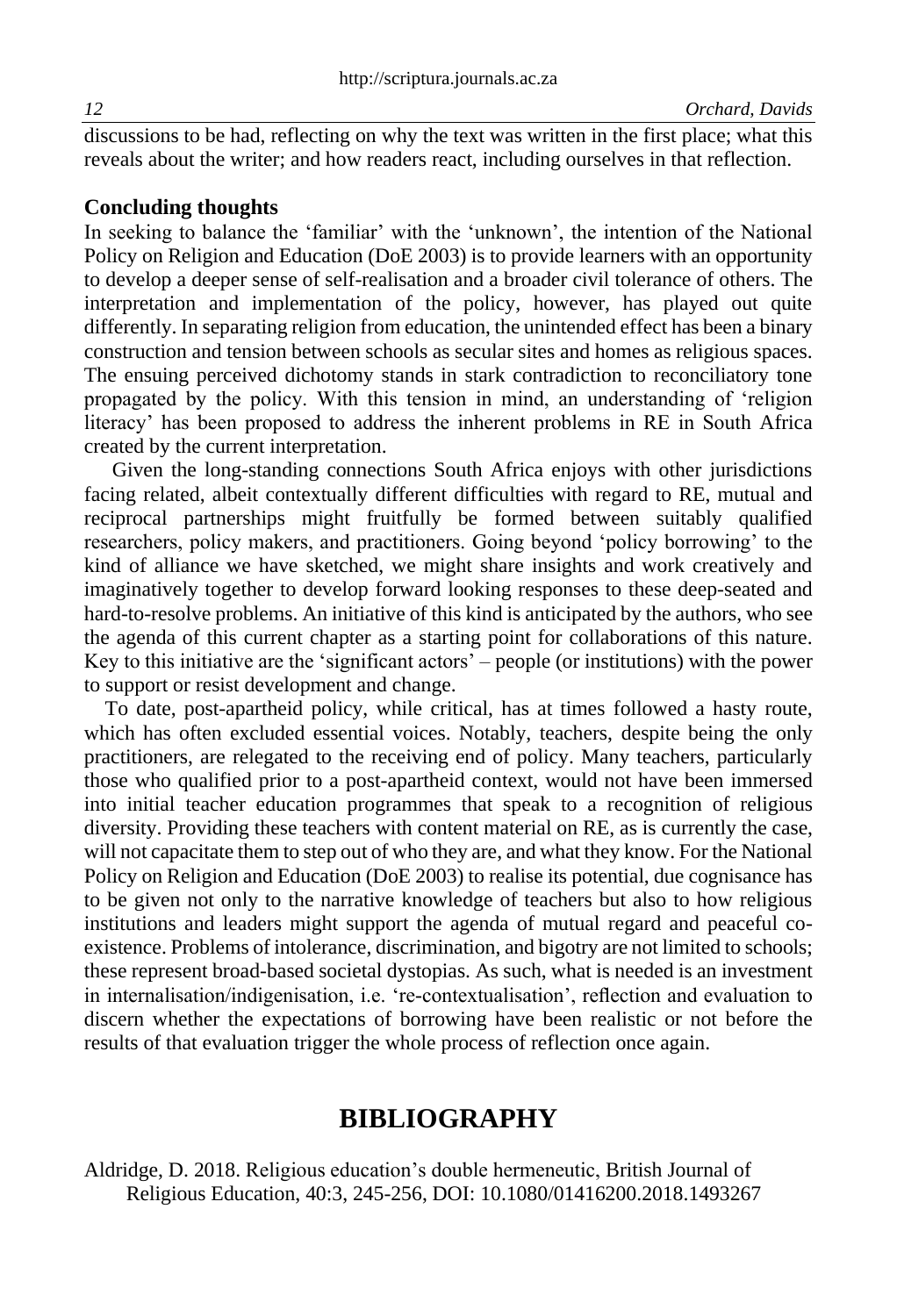discussions to be had, reflecting on why the text was written in the first place; what this reveals about the writer; and how readers react, including ourselves in that reflection.

**Concluding thoughts**

In seeking to balance the 'familiar' with the 'unknown', the intention of the National Policy on Religion and Education (DoE 2003) is to provide learners with an opportunity to develop a deeper sense of self-realisation and a broader civil tolerance of others. The interpretation and implementation of the policy, however, has played out quite differently. In separating religion from education, the unintended effect has been a binary construction and tension between schools as secular sites and homes as religious spaces. The ensuing perceived dichotomy stands in stark contradiction to reconciliatory tone propagated by the policy. With this tension in mind, an understanding of 'religion literacy' has been proposed to address the inherent problems in RE in South Africa created by the current interpretation.

Given the long-standing connections South Africa enjoys with other jurisdictions facing related, albeit contextually different difficulties with regard to RE, mutual and reciprocal partnerships might fruitfully be formed between suitably qualified researchers, policy makers, and practitioners. Going beyond 'policy borrowing' to the kind of alliance we have sketched, we might share insights and work creatively and imaginatively together to develop forward looking responses to these deep-seated and hard-to-resolve problems. An initiative of this kind is anticipated by the authors, who see the agenda of this current chapter as a starting point for collaborations of this nature. Key to this initiative are the 'significant actors' – people (or institutions) with the power to support or resist development and change.

To date, post-apartheid policy, while critical, has at times followed a hasty route, which has often excluded essential voices. Notably, teachers, despite being the only practitioners, are relegated to the receiving end of policy. Many teachers, particularly those who qualified prior to a post-apartheid context, would not have been immersed into initial teacher education programmes that speak to a recognition of religious diversity. Providing these teachers with content material on RE, as is currently the case, will not capacitate them to step out of who they are, and what they know. For the National Policy on Religion and Education (DoE 2003) to realise its potential, due cognisance has to be given not only to the narrative knowledge of teachers but also to how religious institutions and leaders might support the agenda of mutual regard and peaceful co-existence. Problems of intolerance, discrimination, and bigotry are not limited to schools; these represent broad-based societal dystopias. As such, what is needed is an investment in internalisation/indigenisation, i.e. 're-contextualisation', reflection and evaluation to discern whether the expectations of borrowing have been realistic or not before the results of that evaluation trigger the whole process of reflection once again.

# BIBLIOGRAPHY

Aldridge, D. 2018. Religious education's double hermeneutic, British Journal of Religious Education, 40:3, 245-256, DOI: 10.1080/01416200.2018.1493267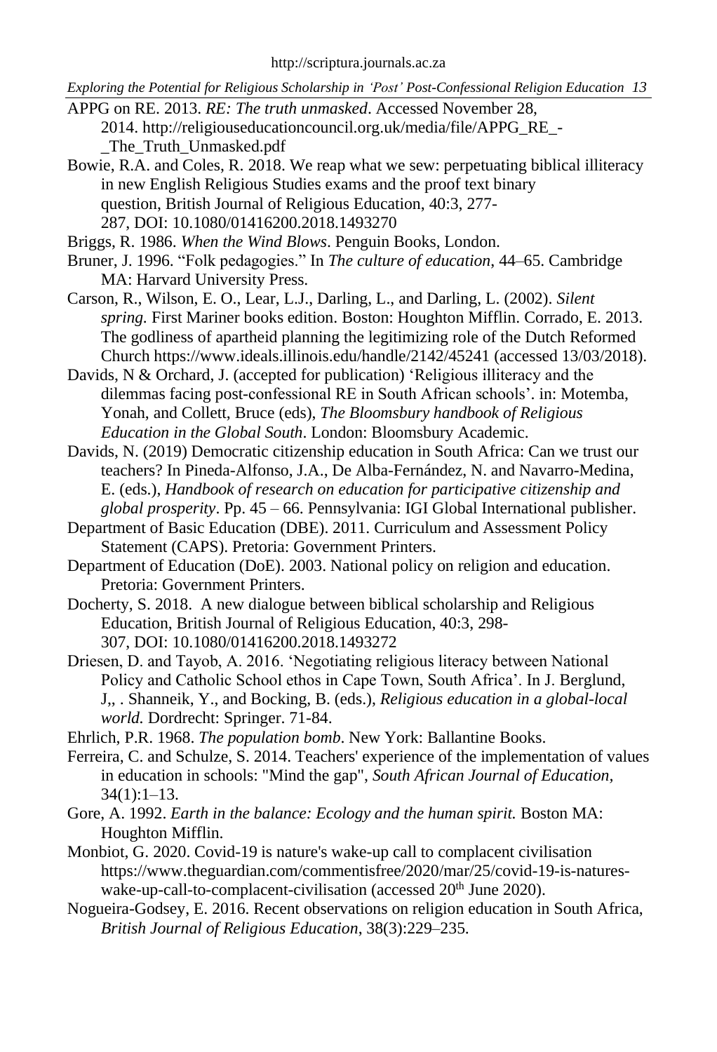APPG on RE. 2013. *RE: The truth unmasked*. Accessed November 28, 2014. http://religiouseducationcouncil.org.uk/media/file/APPG_RE_-_The_Truth_Unmasked.pdf

Bowie, R.A. and Coles, R. 2018. We reap what we sew: perpetuating biblical illiteracy in new English Religious Studies exams and the proof text binary question, British Journal of Religious Education, 40:3, 277-287, DOI: 10.1080/01416200.2018.1493270

Briggs, R. 1986. *When the Wind Blows*. Penguin Books, London.

Bruner, J. 1996. "Folk pedagogies." In *The culture of education*, 44–65. Cambridge MA: Harvard University Press.

Carson, R., Wilson, E. O., Lear, L.J., Darling, L., and Darling, L. (2002). *Silent spring.* First Mariner books edition. Boston: Houghton Mifflin. Corrado, E. 2013. The godliness of apartheid planning the legitimizing role of the Dutch Reformed Church https://www.ideals.illinois.edu/handle/2142/45241 (accessed 13/03/2018).

Davids, N & Orchard, J. (accepted for publication) 'Religious illiteracy and the dilemmas facing post-confessional RE in South African schools'. in: Motemba, Yonah, and Collett, Bruce (eds), *The Bloomsbury handbook of Religious Education in the Global South*. London: Bloomsbury Academic.

Davids, N. (2019) Democratic citizenship education in South Africa: Can we trust our teachers? In Pineda-Alfonso, J.A., De Alba-Fernández, N. and Navarro-Medina, E. (eds.), *Handbook of research on education for participative citizenship and global prosperity*. Pp. 45 – 66. Pennsylvania: IGI Global International publisher.

Department of Basic Education (DBE). 2011. Curriculum and Assessment Policy Statement (CAPS). Pretoria: Government Printers.

Department of Education (DoE). 2003. National policy on religion and education. Pretoria: Government Printers.

Docherty, S. 2018. A new dialogue between biblical scholarship and Religious Education, British Journal of Religious Education, 40:3, 298-307, DOI: 10.1080/01416200.2018.1493272

Driesen, D. and Tayob, A. 2016. 'Negotiating religious literacy between National Policy and Catholic School ethos in Cape Town, South Africa'. In J. Berglund, J,, . Shanneik, Y., and Bocking, B. (eds.), *Religious education in a global-local world.* Dordrecht: Springer. 71-84.

Ehrlich, P.R. 1968. *The population bomb*. New York: Ballantine Books.

Ferreira, C. and Schulze, S. 2014. Teachers' experience of the implementation of values in education in schools: "Mind the gap", *South African Journal of Education,* 34(1):1–13.

Gore, A. 1992. *Earth in the balance: Ecology and the human spirit.* Boston MA: Houghton Mifflin.

Monbiot, G. 2020. Covid-19 is nature's wake-up call to complacent civilisation https://www.theguardian.com/commentisfree/2020/mar/25/covid-19-is-natures-wake-up-call-to-complacent-civilisation (accessed 20th June 2020).

Nogueira-Godsey, E. 2016. Recent observations on religion education in South Africa, *British Journal of Religious Education*, 38(3):229–235.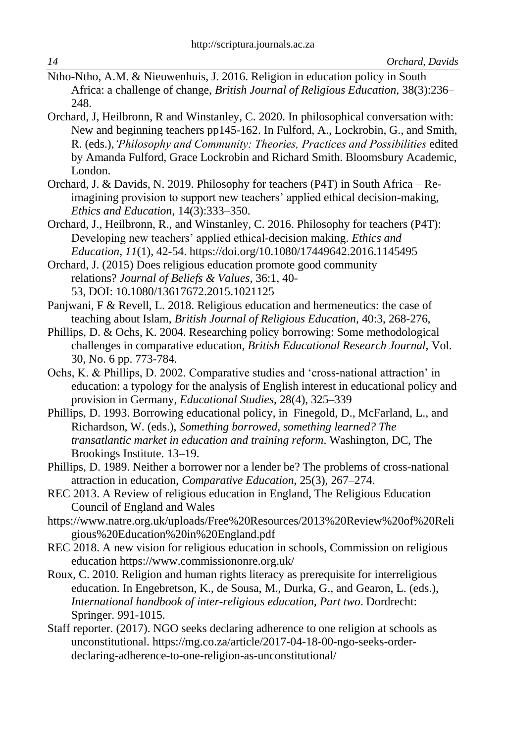Ntho-Ntho, A.M. & Nieuwenhuis, J. 2016. Religion in education policy in South Africa: a challenge of change, *British Journal of Religious Education*, 38(3):236–248.

Orchard, J, Heilbronn, R and Winstanley, C. 2020. In philosophical conversation with: New and beginning teachers pp145-162. In Fulford, A., Lockrobin, G., and Smith, R. (eds.),*'Philosophy and Community: Theories, Practices and Possibilities* edited by Amanda Fulford, Grace Lockrobin and Richard Smith. Bloomsbury Academic, London.

Orchard, J. & Davids, N. 2019. Philosophy for teachers (P4T) in South Africa – Re-imagining provision to support new teachers' applied ethical decision-making, *Ethics and Education*, 14(3):333–350.

Orchard, J., Heilbronn, R., and Winstanley, C. 2016. Philosophy for teachers (P4T): Developing new teachers' applied ethical-decision making. *Ethics and Education*, *11*(1), 42-54. https://doi.org/10.1080/17449642.2016.1145495

Orchard, J. (2015) Does religious education promote good community relations? *Journal of Beliefs & Values*, 36:1, 40-53, DOI: 10.1080/13617672.2015.1021125

Panjwani, F & Revell, L. 2018. Religious education and hermeneutics: the case of teaching about Islam, *British Journal of Religious Education*, 40:3, 268-276,

Phillips, D. & Ochs, K. 2004. Researching policy borrowing: Some methodological challenges in comparative education, *British Educational Research Journal*, Vol. 30, No. 6 pp. 773-784*.*

Ochs, K. & Phillips, D. 2002. Comparative studies and 'cross-national attraction' in education: a typology for the analysis of English interest in educational policy and provision in Germany, *Educational Studies*, 28(4), 325–339

Phillips, D. 1993. Borrowing educational policy, in Finegold, D., McFarland, L., and Richardson, W. (eds.)*, Something borrowed, something learned? The transatlantic market in education and training reform*. Washington, DC, The Brookings Institute. 13–19.

Phillips, D. 1989. Neither a borrower nor a lender be? The problems of cross-national attraction in education, *Comparative Education*, 25(3), 267–274.

REC 2013. A Review of religious education in England, The Religious Education Council of England and Wales

https://www.natre.org.uk/uploads/Free%20Resources/2013%20Review%20of%20Religious%20Education%20in%20England.pdf

REC 2018. A new vision for religious education in schools, Commission on religious education https://www.commissiononre.org.uk/

Roux, C. 2010. Religion and human rights literacy as prerequisite for interreligious education. In Engebretson, K., de Sousa, M., Durka, G., and Gearon, L. (eds.), *International handbook of inter-religious education, Part two*. Dordrecht: Springer. 991-1015.

Staff reporter. (2017). NGO seeks declaring adherence to one religion at schools as unconstitutional. https://mg.co.za/article/2017-04-18-00-ngo-seeks-order-declaring-adherence-to-one-religion-as-unconstitutional/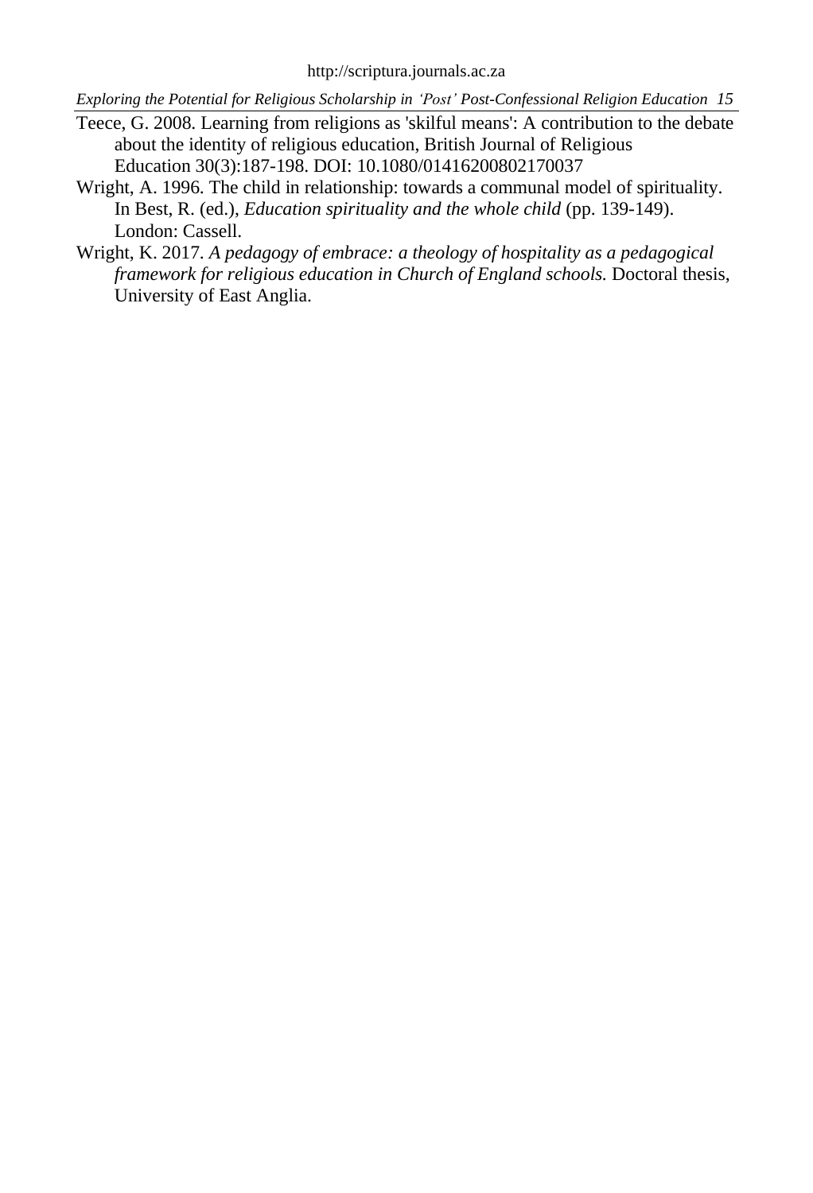Teece, G. 2008. Learning from religions as 'skilful means': A contribution to the debate about the identity of religious education, British Journal of Religious Education 30(3):187-198. DOI: 10.1080/01416200802170037

Wright, A. 1996. The child in relationship: towards a communal model of spirituality. In Best, R. (ed.), *Education spirituality and the whole child* (pp. 139-149). London: Cassell.

Wright, K. 2017. *A pedagogy of embrace: a theology of hospitality as a pedagogical framework for religious education in Church of England schools.* Doctoral thesis, University of East Anglia.